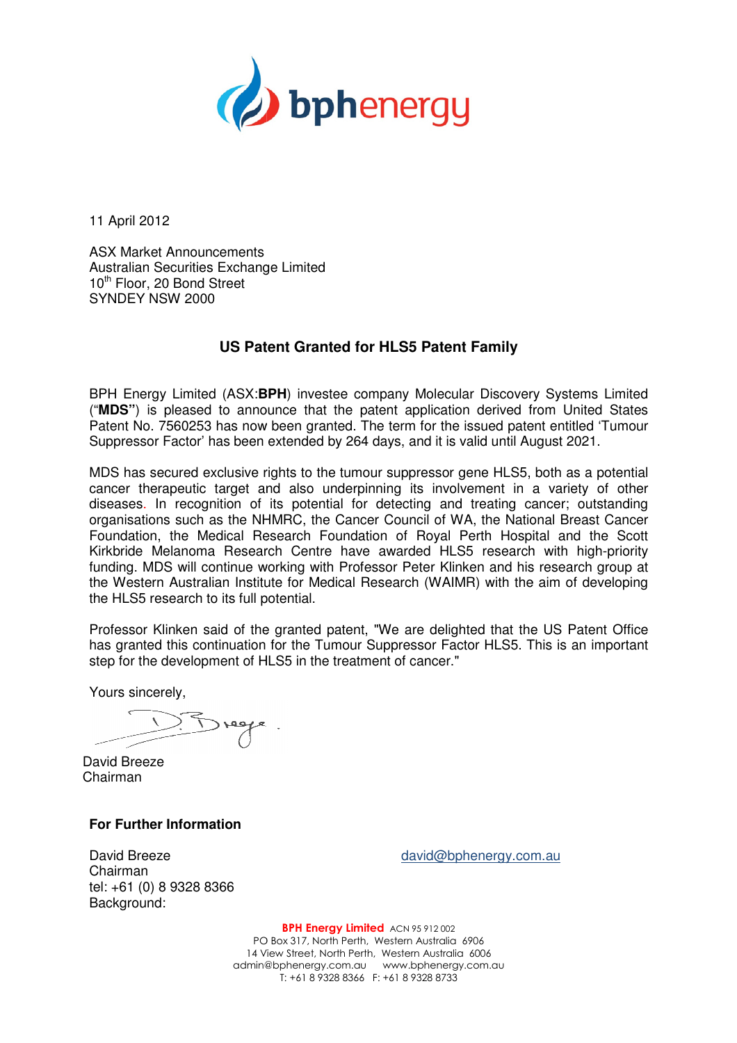11 April 2012

ASX Market Announcements
Australian Securities Exchange Limited
10th Floor, 20 Bond Street
SYNDEY NSW 2000

## US Patent Granted for HLS5 Patent Family

BPH Energy Limited (ASX:**BPH**) investee company Molecular Discovery Systems Limited ("**MDS"**) is pleased to announce that the patent application derived from United States Patent No. 7560253 has now been granted. The term for the issued patent entitled 'Tumour Suppressor Factor' has been extended by 264 days, and it is valid until August 2021.

MDS has secured exclusive rights to the tumour suppressor gene HLS5, both as a potential cancer therapeutic target and also underpinning its involvement in a variety of other diseases. In recognition of its potential for detecting and treating cancer; outstanding organisations such as the NHMRC, the Cancer Council of WA, the National Breast Cancer Foundation, the Medical Research Foundation of Royal Perth Hospital and the Scott Kirkbride Melanoma Research Centre have awarded HLS5 research with high-priority funding. MDS will continue working with Professor Peter Klinken and his research group at the Western Australian Institute for Medical Research (WAIMR) with the aim of developing the HLS5 research to its full potential.

Professor Klinken said of the granted patent, "We are delighted that the US Patent Office has granted this continuation for the Tumour Suppressor Factor HLS5. This is an important step for the development of HLS5 in the treatment of cancer."

Yours sincerely,

David Breeze
Chairman

**For Further Information**

David Breeze
Chairman
tel: +61 (0) 8 9328 8366
david@bphenergy.com.au

Background:

**BPH Energy Limited** ACN 95 912 002
PO Box 317, North Perth, Western Australia 6906
14 View Street, North Perth, Western Australia 6006
admin@bphenergy.com.au www.bphenergy.com.au
T: +61 8 9328 8366 F: +61 8 9328 8733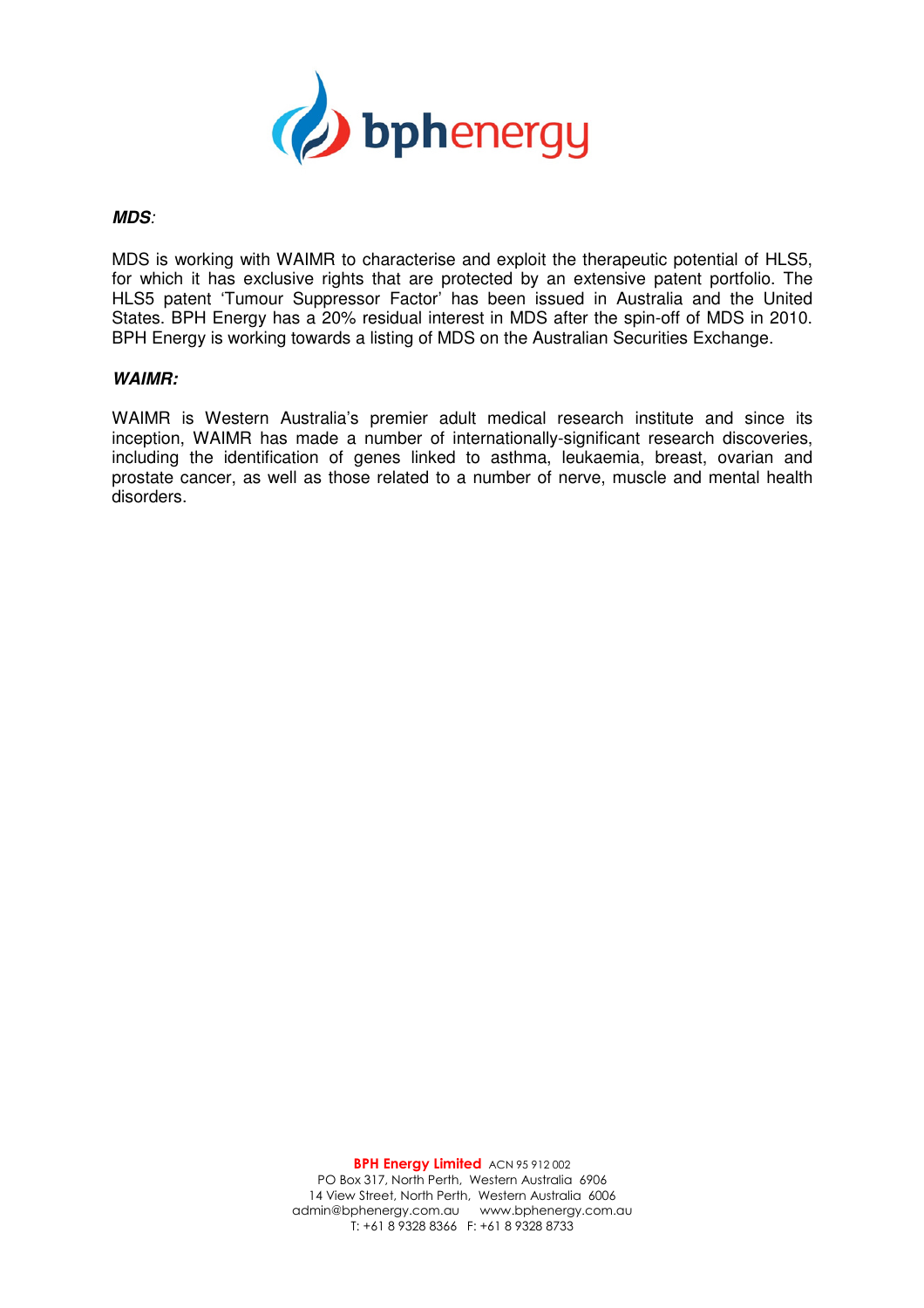***MDS**:*

MDS is working with WAIMR to characterise and exploit the therapeutic potential of HLS5, for which it has exclusive rights that are protected by an extensive patent portfolio. The HLS5 patent 'Tumour Suppressor Factor' has been issued in Australia and the United States. BPH Energy has a 20% residual interest in MDS after the spin-off of MDS in 2010. BPH Energy is working towards a listing of MDS on the Australian Securities Exchange.

***WAIMR:***

WAIMR is Western Australia's premier adult medical research institute and since its inception, WAIMR has made a number of internationally-significant research discoveries, including the identification of genes linked to asthma, leukaemia, breast, ovarian and prostate cancer, as well as those related to a number of nerve, muscle and mental health disorders.

**BPH Energy Limited** ACN 95 912 002
PO Box 317, North Perth, Western Australia 6906
14 View Street, North Perth, Western Australia 6006
admin@bphenergy.com.au www.bphenergy.com.au
T: +61 8 9328 8366 F: +61 8 9328 8733